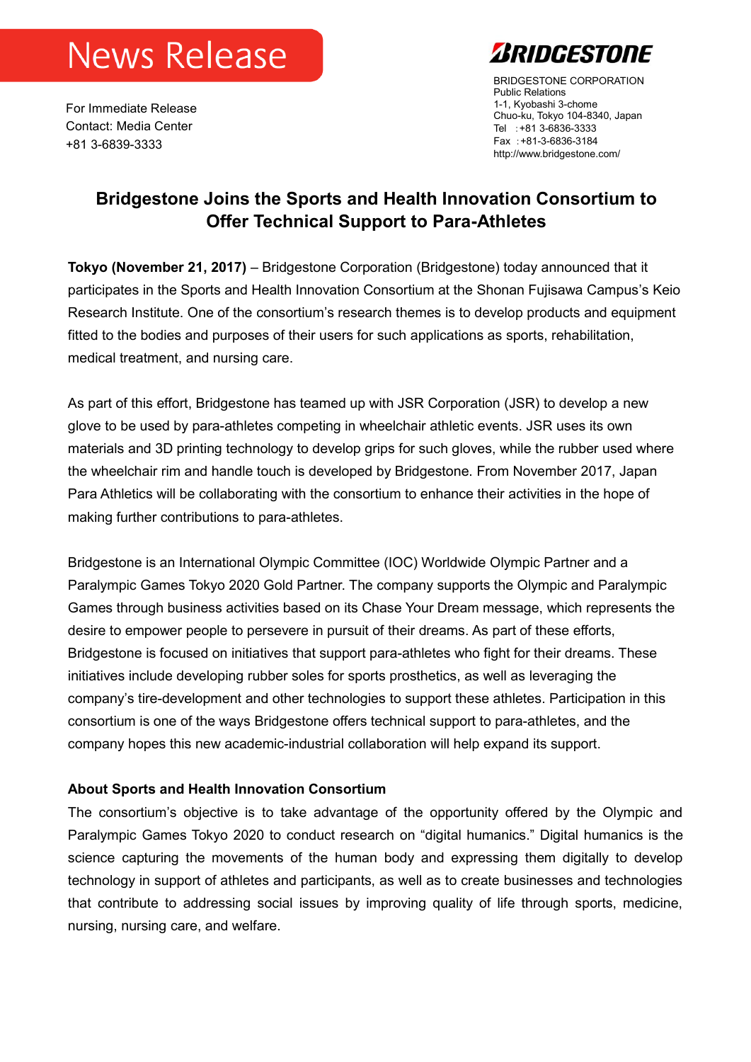# News Release

**BRIDGESTONE**

BRIDGESTONE CORPORATION
Public Relations
1-1, Kyobashi 3-chome
Chuo-ku, Tokyo 104-8340, Japan
Tel : +81 3-6836-3333
Fax : +81-3-6836-3184
http://www.bridgestone.com/

For Immediate Release
Contact: Media Center
+81 3-6839-3333

## Bridgestone Joins the Sports and Health Innovation Consortium to Offer Technical Support to Para-Athletes

**Tokyo (November 21, 2017)** – Bridgestone Corporation (Bridgestone) today announced that it participates in the Sports and Health Innovation Consortium at the Shonan Fujisawa Campus's Keio Research Institute. One of the consortium's research themes is to develop products and equipment fitted to the bodies and purposes of their users for such applications as sports, rehabilitation, medical treatment, and nursing care.

As part of this effort, Bridgestone has teamed up with JSR Corporation (JSR) to develop a new glove to be used by para-athletes competing in wheelchair athletic events. JSR uses its own materials and 3D printing technology to develop grips for such gloves, while the rubber used where the wheelchair rim and handle touch is developed by Bridgestone. From November 2017, Japan Para Athletics will be collaborating with the consortium to enhance their activities in the hope of making further contributions to para-athletes.

Bridgestone is an International Olympic Committee (IOC) Worldwide Olympic Partner and a Paralympic Games Tokyo 2020 Gold Partner. The company supports the Olympic and Paralympic Games through business activities based on its Chase Your Dream message, which represents the desire to empower people to persevere in pursuit of their dreams. As part of these efforts, Bridgestone is focused on initiatives that support para-athletes who fight for their dreams. These initiatives include developing rubber soles for sports prosthetics, as well as leveraging the company's tire-development and other technologies to support these athletes. Participation in this consortium is one of the ways Bridgestone offers technical support to para-athletes, and the company hopes this new academic-industrial collaboration will help expand its support.

### About Sports and Health Innovation Consortium

The consortium's objective is to take advantage of the opportunity offered by the Olympic and Paralympic Games Tokyo 2020 to conduct research on "digital humanics." Digital humanics is the science capturing the movements of the human body and expressing them digitally to develop technology in support of athletes and participants, as well as to create businesses and technologies that contribute to addressing social issues by improving quality of life through sports, medicine, nursing, nursing care, and welfare.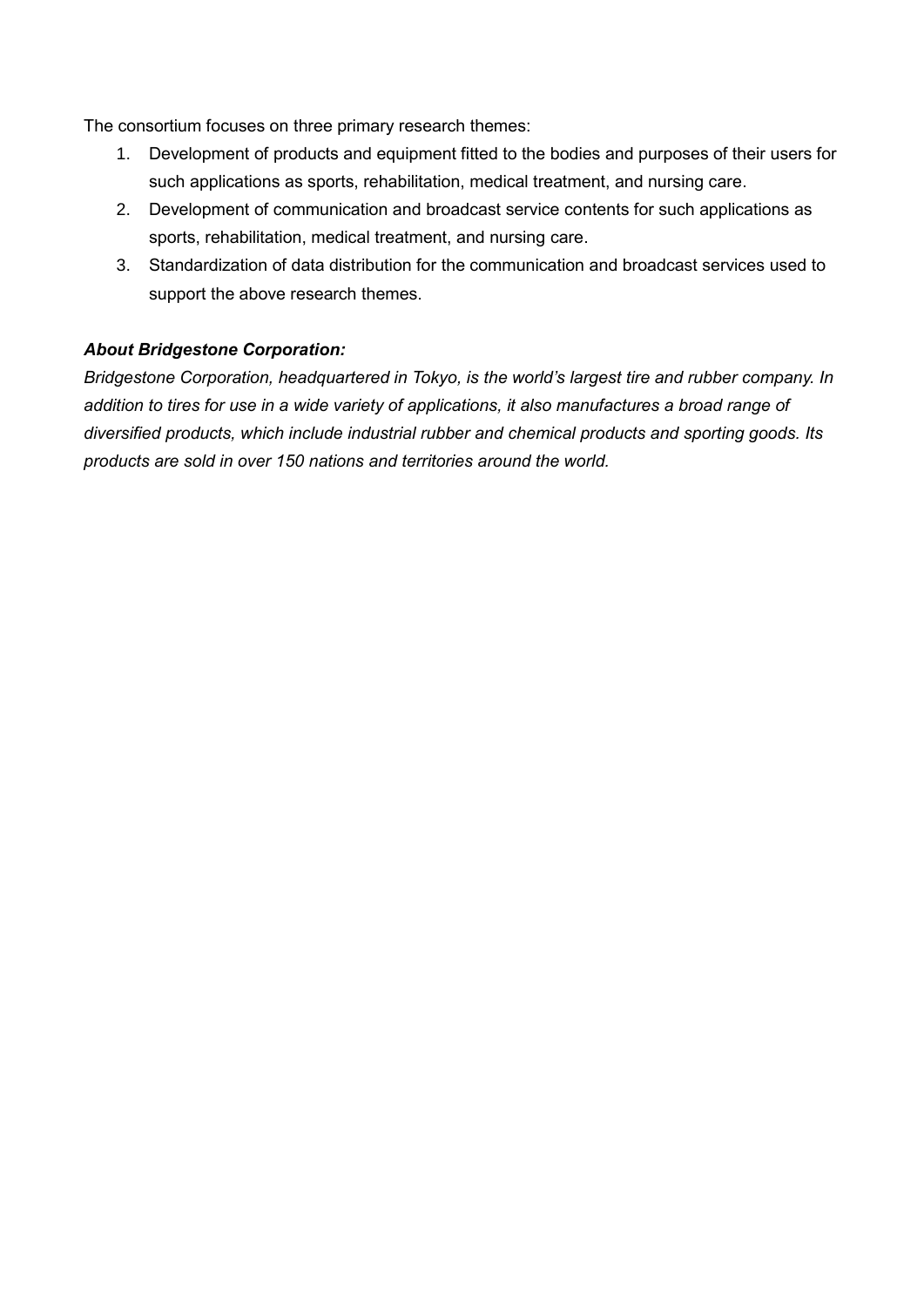The consortium focuses on three primary research themes:

1. Development of products and equipment fitted to the bodies and purposes of their users for such applications as sports, rehabilitation, medical treatment, and nursing care.
2. Development of communication and broadcast service contents for such applications as sports, rehabilitation, medical treatment, and nursing care.
3. Standardization of data distribution for the communication and broadcast services used to support the above research themes.

***About Bridgestone Corporation:***

*Bridgestone Corporation, headquartered in Tokyo, is the world's largest tire and rubber company. In addition to tires for use in a wide variety of applications, it also manufactures a broad range of diversified products, which include industrial rubber and chemical products and sporting goods. Its products are sold in over 150 nations and territories around the world.*